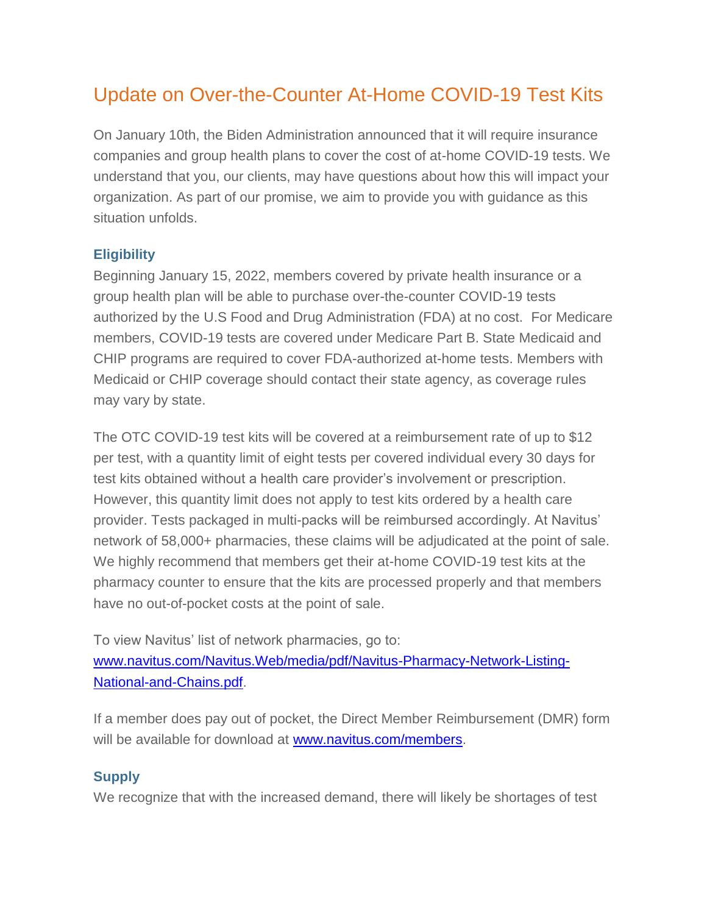# Update on Over-the-Counter At-Home COVID-19 Test Kits

On January 10th, the Biden Administration announced that it will require insurance companies and group health plans to cover the cost of at-home COVID-19 tests. We understand that you, our clients, may have questions about how this will impact your organization. As part of our promise, we aim to provide you with guidance as this situation unfolds.

### Eligibility

Beginning January 15, 2022, members covered by private health insurance or a group health plan will be able to purchase over-the-counter COVID-19 tests authorized by the U.S Food and Drug Administration (FDA) at no cost. For Medicare members, COVID-19 tests are covered under Medicare Part B. State Medicaid and CHIP programs are required to cover FDA-authorized at-home tests. Members with Medicaid or CHIP coverage should contact their state agency, as coverage rules may vary by state.

The OTC COVID-19 test kits will be covered at a reimbursement rate of up to $12 per test, with a quantity limit of eight tests per covered individual every 30 days for test kits obtained without a health care provider's involvement or prescription. However, this quantity limit does not apply to test kits ordered by a health care provider. Tests packaged in multi-packs will be reimbursed accordingly. At Navitus' network of 58,000+ pharmacies, these claims will be adjudicated at the point of sale. We highly recommend that members get their at-home COVID-19 test kits at the pharmacy counter to ensure that the kits are processed properly and that members have no out-of-pocket costs at the point of sale.

To view Navitus' list of network pharmacies, go to: [www.navitus.com/Navitus.Web/media/pdf/Navitus-Pharmacy-Network-Listing-National-and-Chains.pdf](www.navitus.com/Navitus.Web/media/pdf/Navitus-Pharmacy-Network-Listing-National-and-Chains.pdf).

If a member does pay out of pocket, the Direct Member Reimbursement (DMR) form will be available for download at [www.navitus.com/members](www.navitus.com/members).

### Supply

We recognize that with the increased demand, there will likely be shortages of test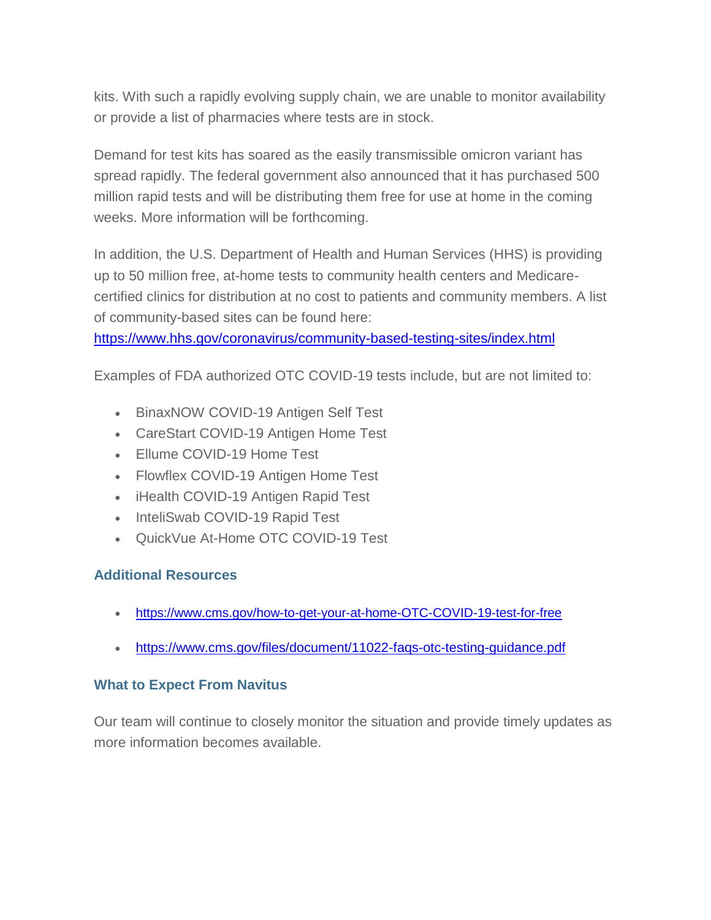kits. With such a rapidly evolving supply chain, we are unable to monitor availability or provide a list of pharmacies where tests are in stock.

Demand for test kits has soared as the easily transmissible omicron variant has spread rapidly. The federal government also announced that it has purchased 500 million rapid tests and will be distributing them free for use at home in the coming weeks. More information will be forthcoming.

In addition, the U.S. Department of Health and Human Services (HHS) is providing up to 50 million free, at-home tests to community health centers and Medicare-certified clinics for distribution at no cost to patients and community members. A list of community-based sites can be found here: https://www.hhs.gov/coronavirus/community-based-testing-sites/index.html

Examples of FDA authorized OTC COVID-19 tests include, but are not limited to:

- BinaxNOW COVID-19 Antigen Self Test
- CareStart COVID-19 Antigen Home Test
- Ellume COVID-19 Home Test
- Flowflex COVID-19 Antigen Home Test
- iHealth COVID-19 Antigen Rapid Test
- InteliSwab COVID-19 Rapid Test
- QuickVue At-Home OTC COVID-19 Test

### Additional Resources

- https://www.cms.gov/how-to-get-your-at-home-OTC-COVID-19-test-for-free
- https://www.cms.gov/files/document/11022-faqs-otc-testing-guidance.pdf

### What to Expect From Navitus

Our team will continue to closely monitor the situation and provide timely updates as more information becomes available.